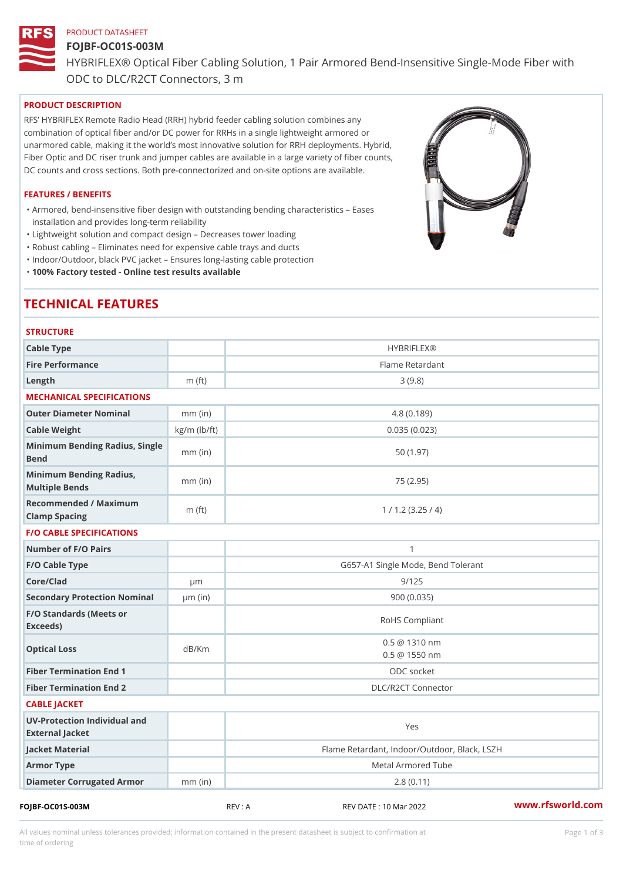PRODUCT DATASHEET

# FOJBF-OC01S-003M

HYBRIFLEX® Optical Fiber Cabling Solution, 1 Pair Armored Bend-Insensitive Single-Mode Fiber with ODC to DLC/R2CT Connectors, 3 m

## PRODUCT DESCRIPTION

RFS' HYBRIFLEX Remote Radio Head (RRH) hybrid feeder cabling solution combines any combination of optical fiber and/or DC power for RRHs in a single lightweight armored or unarmored cable, making it the world's most innovative solution for RRH deployments. Hybrid, Fiber Optic and DC riser trunk and jumper cables are available in a large variety of fiber counts, DC counts and cross sections. Both pre-connectorized and on-site options are available.

## FEATURES / BENEFITS

- Armored, bend-insensitive fiber design with outstanding bending characteristics – Eases installation and provides long-term reliability
- Lightweight solution and compact design – Decreases tower loading
- Robust cabling – Eliminates need for expensive cable trays and ducts
- Indoor/Outdoor, black PVC jacket – Ensures long-lasting cable protection
- **100% Factory tested - Online test results available**

# TECHNICAL FEATURES

| STRUCTURE | | |
|---|---|---|
| Cable Type | | HYBRIFLEX® |
| Fire Performance | | Flame Retardant |
| Length | m (ft) | 3 (9.8) |
| **MECHANICAL SPECIFICATIONS** | | |
| Outer Diameter Nominal | mm (in) | 4.8 (0.189) |
| Cable Weight | kg/m (lb/ft) | 0.035 (0.023) |
| Minimum Bending Radius, Single Bend | mm (in) | 50 (1.97) |
| Minimum Bending Radius, Multiple Bends | mm (in) | 75 (2.95) |
| Recommended / Maximum Clamp Spacing | m (ft) | 1 / 1.2 (3.25 / 4) |
| **F/O CABLE SPECIFICATIONS** | | |
| Number of F/O Pairs | | 1 |
| F/O Cable Type | | G657-A1 Single Mode, Bend Tolerant |
| Core/Clad | μm | 9/125 |
| Secondary Protection Nominal | μm (in) | 900 (0.035) |
| F/O Standards (Meets or Exceeds) | | RoHS Compliant |
| Optical Loss | dB/Km | 0.5 @ 1310 nm<br>0.5 @ 1550 nm |
| Fiber Termination End 1 | | ODC socket |
| Fiber Termination End 2 | | DLC/R2CT Connector |
| **CABLE JACKET** | | |
| UV-Protection Individual and External Jacket | | Yes |
| Jacket Material | | Flame Retardant, Indoor/Outdoor, Black, LSZH |
| Armor Type | | Metal Armored Tube |
| Diameter Corrugated Armor | mm (in) | 2.8 (0.11) |

FOJBF-OC01S-003M REV : A REV DATE : 10 Mar 2022 www.rfsworld.com

All values nominal unless tolerances provided; information contained in the present datasheet is subject to confirmation at time of ordering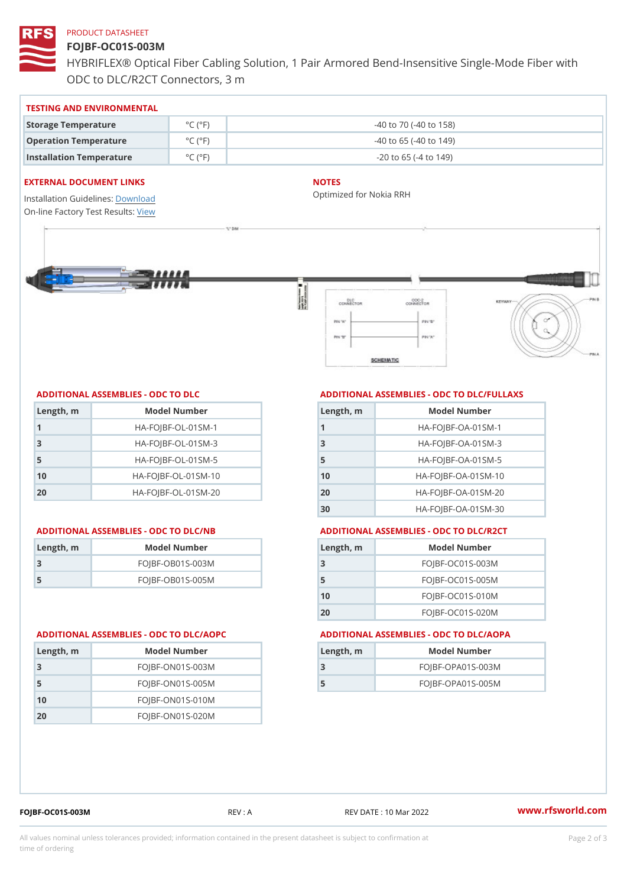PRODUCT DATASHEET

# FOJBF-OC01S-003M

HYBRIFLEX® Optical Fiber Cabling Solution, 1 Pair Armored Bend-Insensitive Single-Mode Fiber with ODC to DLC/R2CT Connectors, 3 m

## TESTING AND ENVIRONMENTAL

| | | |
|---|---|---|
| Storage Temperature | °C (°F) | -40 to 70 (-40 to 158) |
| Operation Temperature | °C (°F) | -40 to 65 (-40 to 149) |
| Installation Temperature | °C (°F) | -20 to 65 (-4 to 149) |

## EXTERNAL DOCUMENT LINKS

Installation Guidelines: Download

On-line Factory Test Results: View

## NOTES

Optimized for Nokia RRH

## ADDITIONAL ASSEMBLIES - ODC TO DLC

| Length, m | Model Number |
|---|---|
| 1 | HA-FOJBF-OL-01SM-1 |
| 3 | HA-FOJBF-OL-01SM-3 |
| 5 | HA-FOJBF-OL-01SM-5 |
| 10 | HA-FOJBF-OL-01SM-10 |
| 20 | HA-FOJBF-OL-01SM-20 |

## ADDITIONAL ASSEMBLIES - ODC TO DLC/FULLAXS

| Length, m | Model Number |
|---|---|
| 1 | HA-FOJBF-OA-01SM-1 |
| 3 | HA-FOJBF-OA-01SM-3 |
| 5 | HA-FOJBF-OA-01SM-5 |
| 10 | HA-FOJBF-OA-01SM-10 |
| 20 | HA-FOJBF-OA-01SM-20 |
| 30 | HA-FOJBF-OA-01SM-30 |

## ADDITIONAL ASSEMBLIES - ODC TO DLC/NB

| Length, m | Model Number |
|---|---|
| 3 | FOJBF-OB01S-003M |
| 5 | FOJBF-OB01S-005M |

## ADDITIONAL ASSEMBLIES - ODC TO DLC/R2CT

| Length, m | Model Number |
|---|---|
| 3 | FOJBF-OC01S-003M |
| 5 | FOJBF-OC01S-005M |
| 10 | FOJBF-OC01S-010M |
| 20 | FOJBF-OC01S-020M |

## ADDITIONAL ASSEMBLIES - ODC TO DLC/AOPC

| Length, m | Model Number |
|---|---|
| 3 | FOJBF-ON01S-003M |
| 5 | FOJBF-ON01S-005M |
| 10 | FOJBF-ON01S-010M |
| 20 | FOJBF-ON01S-020M |

## ADDITIONAL ASSEMBLIES - ODC TO DLC/AOPA

| Length, m | Model Number |
|---|---|
| 3 | FOJBF-OPA01S-003M |
| 5 | FOJBF-OPA01S-005M |

FOJBF-OC01S-003M REV : A REV DATE : 10 Mar 2022 www.rfsworld.com

All values nominal unless tolerances provided; information contained in the present datasheet is subject to confirmation at time of ordering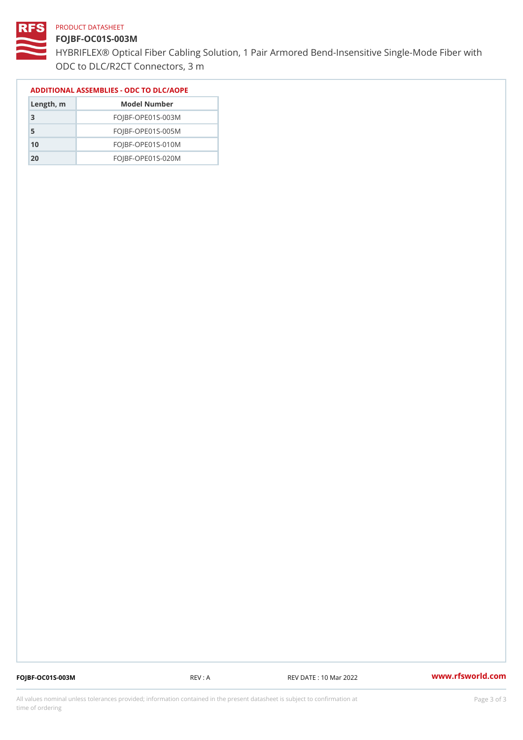## ADDITIONAL ASSEMBLIES - ODC TO DLC/AOPE

| Length, m | Model Number |
| --- | --- |
| 3 | FOJBF-OPE01S-003M |
| 5 | FOJBF-OPE01S-005M |
| 10 | FOJBF-OPE01S-010M |
| 20 | FOJBF-OPE01S-020M |